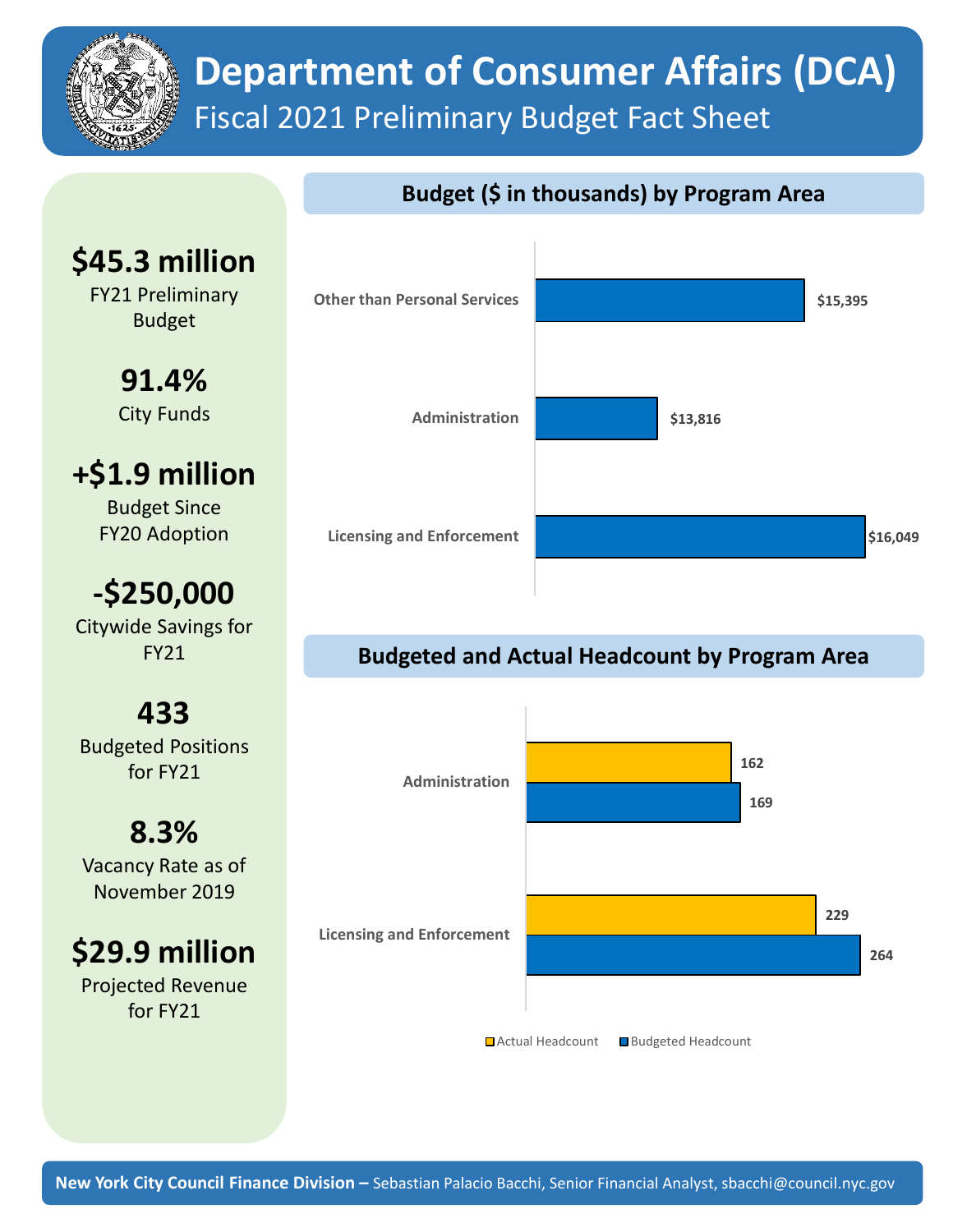# Department of Consumer Affairs (DCA)

## Fiscal 2021 Preliminary Budget Fact Sheet

**$45.3 million**
FY21 Preliminary Budget

**91.4%**
City Funds

**+$1.9 million**
Budget Since FY20 Adoption

**-$250,000**
Citywide Savings for FY21

**433**
Budgeted Positions for FY21

**8.3%**
Vacancy Rate as of November 2019

**$29.9 million**
Projected Revenue for FY21

### Budget ($ in thousands) by Program Area

Other than Personal Services
$15,395
Administration
$13,816
Licensing and Enforcement
$16,049

### Budgeted and Actual Headcount by Program Area

Administration
162
169
Licensing and Enforcement
229
264

Actual Headcount
Budgeted Headcount

**New York City Council Finance Division –** Sebastian Palacio Bacchi, Senior Financial Analyst, sbacchi@council.nyc.gov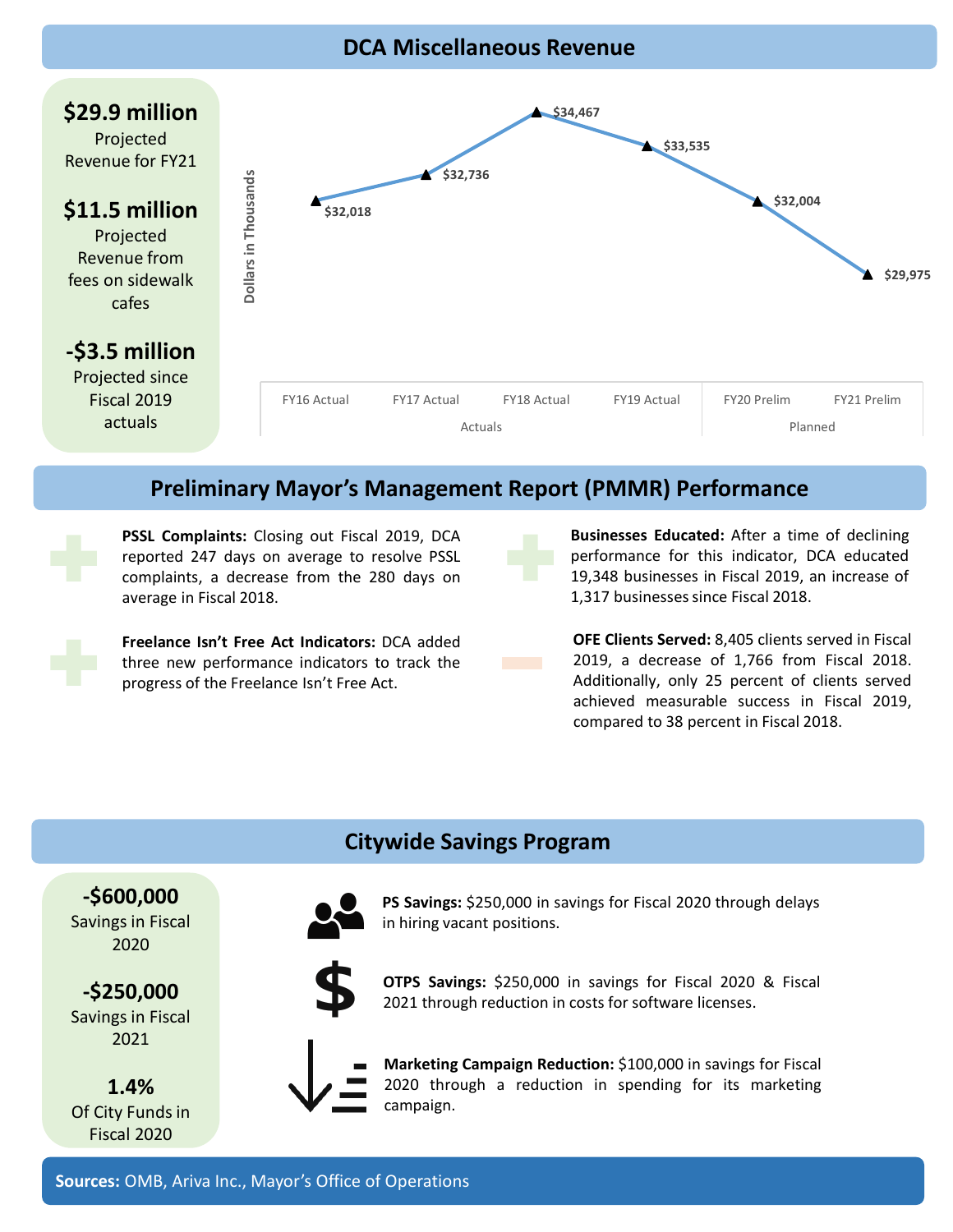## DCA Miscellaneous Revenue

**$29.9 million**
Projected Revenue for FY21

**$11.5 million**
Projected Revenue from fees on sidewalk cafes

**-$3.5 million**
Projected since Fiscal 2019 actuals

Dollars in Thousands

$32,018
$32,736
$34,467
$33,535
$32,004
$29,975

FY16 Actual
FY17 Actual
FY18 Actual
FY19 Actual
FY20 Prelim
FY21 Prelim

Actuals
Planned

## Preliminary Mayor's Management Report (PMMR) Performance

**PSSL Complaints:** Closing out Fiscal 2019, DCA reported 247 days on average to resolve PSSL complaints, a decrease from the 280 days on average in Fiscal 2018.

**Freelance Isn't Free Act Indicators:** DCA added three new performance indicators to track the progress of the Freelance Isn't Free Act.

**Businesses Educated:** After a time of declining performance for this indicator, DCA educated 19,348 businesses in Fiscal 2019, an increase of 1,317 businesses since Fiscal 2018.

**OFE Clients Served:** 8,405 clients served in Fiscal 2019, a decrease of 1,766 from Fiscal 2018. Additionally, only 25 percent of clients served achieved measurable success in Fiscal 2019, compared to 38 percent in Fiscal 2018.

## Citywide Savings Program

**-$600,000**
Savings in Fiscal 2020

**-$250,000**
Savings in Fiscal 2021

**1.4%**
Of City Funds in Fiscal 2020

**PS Savings:** $250,000 in savings for Fiscal 2020 through delays in hiring vacant positions.

**OTPS Savings:** $250,000 in savings for Fiscal 2020 & Fiscal 2021 through reduction in costs for software licenses.

**Marketing Campaign Reduction:** $100,000 in savings for Fiscal 2020 through a reduction in spending for its marketing campaign.

**Sources:** OMB, Ariva Inc., Mayor's Office of Operations